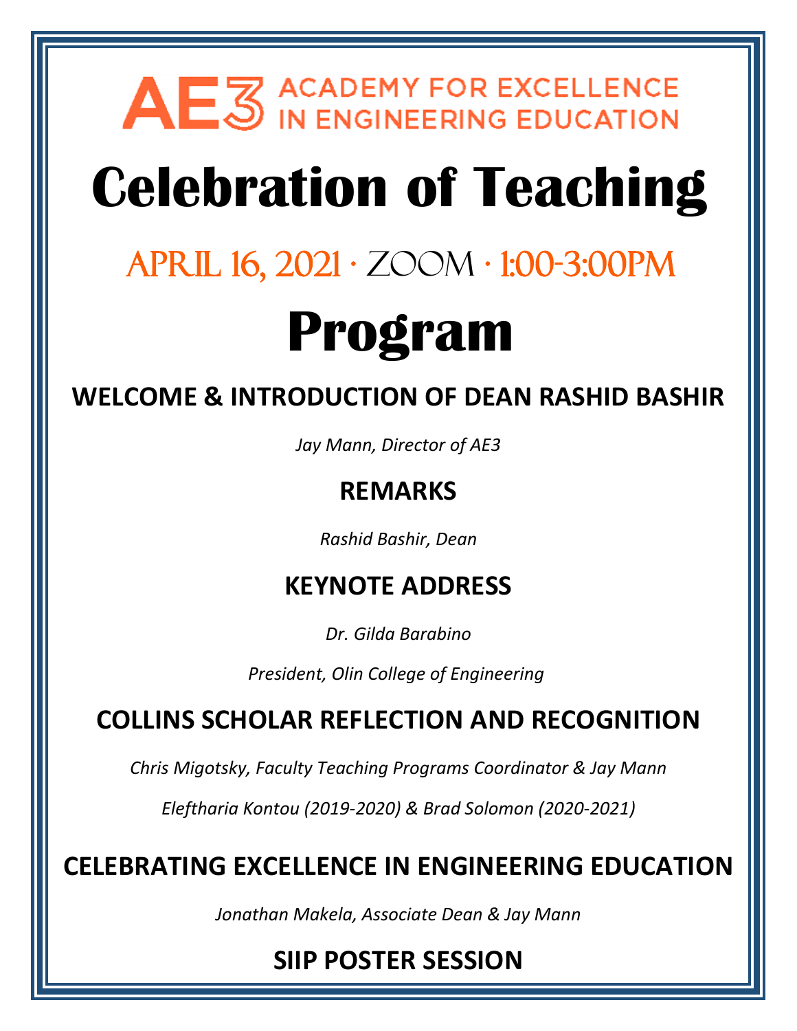AE3 ACADEMY FOR EXCELLENCE IN ENGINEERING EDUCATION

# Celebration of Teaching

## APRIL 16, 2021 · ZOOM · 1:00-3:00PM

# Program

### WELCOME & INTRODUCTION OF DEAN RASHID BASHIR

*Jay Mann, Director of AE3*

### REMARKS

*Rashid Bashir, Dean*

### KEYNOTE ADDRESS

*Dr. Gilda Barabino*

*President, Olin College of Engineering*

### COLLINS SCHOLAR REFLECTION AND RECOGNITION

*Chris Migotsky, Faculty Teaching Programs Coordinator & Jay Mann*

*Eleftharia Kontou (2019-2020) & Brad Solomon (2020-2021)*

### CELEBRATING EXCELLENCE IN ENGINEERING EDUCATION

*Jonathan Makela, Associate Dean & Jay Mann*

### SIIP POSTER SESSION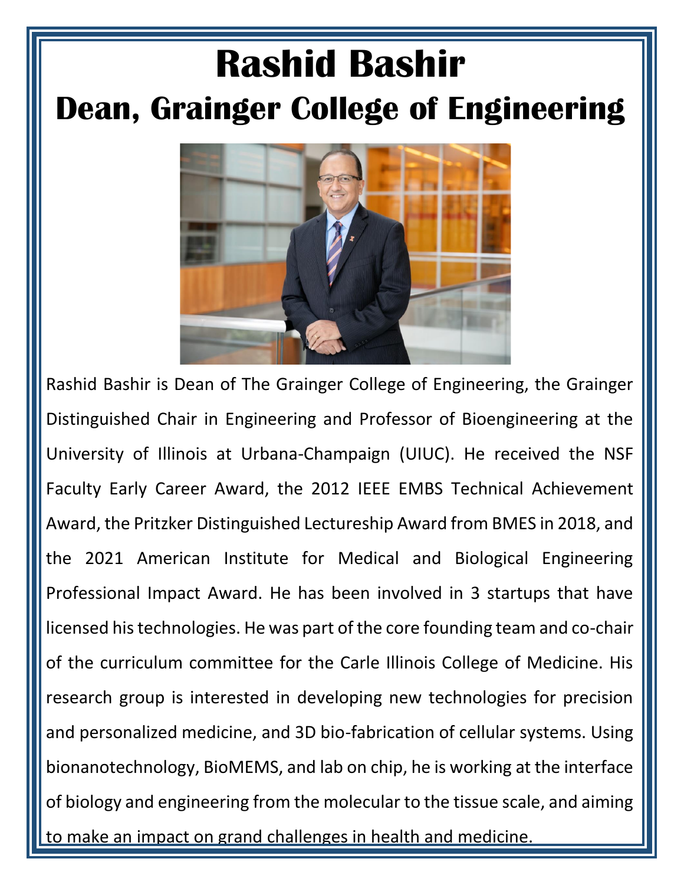# Rashid Bashir

## Dean, Grainger College of Engineering

Rashid Bashir is Dean of The Grainger College of Engineering, the Grainger Distinguished Chair in Engineering and Professor of Bioengineering at the University of Illinois at Urbana-Champaign (UIUC). He received the NSF Faculty Early Career Award, the 2012 IEEE EMBS Technical Achievement Award, the Pritzker Distinguished Lectureship Award from BMES in 2018, and the 2021 American Institute for Medical and Biological Engineering Professional Impact Award. He has been involved in 3 startups that have licensed his technologies. He was part of the core founding team and co-chair of the curriculum committee for the Carle Illinois College of Medicine. His research group is interested in developing new technologies for precision and personalized medicine, and 3D bio-fabrication of cellular systems. Using bionanotechnology, BioMEMS, and lab on chip, he is working at the interface of biology and engineering from the molecular to the tissue scale, and aiming to make an impact on grand challenges in health and medicine.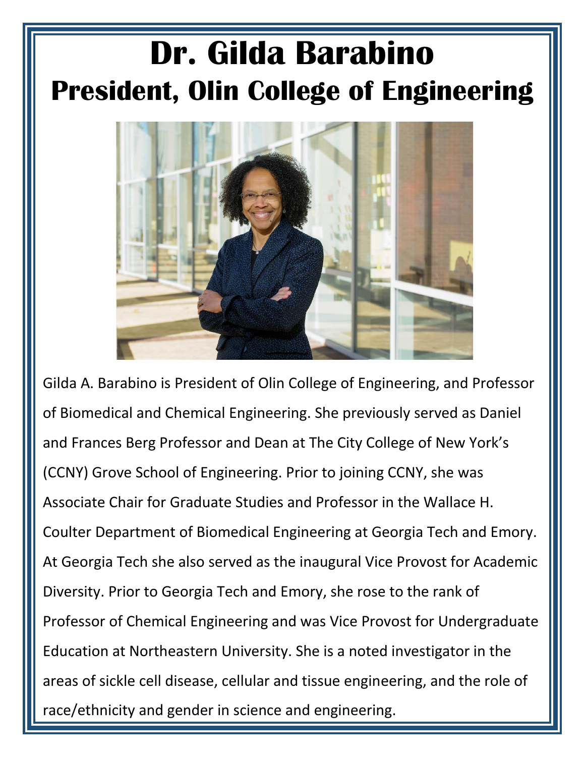# Dr. Gilda Barabino

## President, Olin College of Engineering

Gilda A. Barabino is President of Olin College of Engineering, and Professor of Biomedical and Chemical Engineering. She previously served as Daniel and Frances Berg Professor and Dean at The City College of New York's (CCNY) Grove School of Engineering. Prior to joining CCNY, she was Associate Chair for Graduate Studies and Professor in the Wallace H. Coulter Department of Biomedical Engineering at Georgia Tech and Emory. At Georgia Tech she also served as the inaugural Vice Provost for Academic Diversity. Prior to Georgia Tech and Emory, she rose to the rank of Professor of Chemical Engineering and was Vice Provost for Undergraduate Education at Northeastern University. She is a noted investigator in the areas of sickle cell disease, cellular and tissue engineering, and the role of race/ethnicity and gender in science and engineering.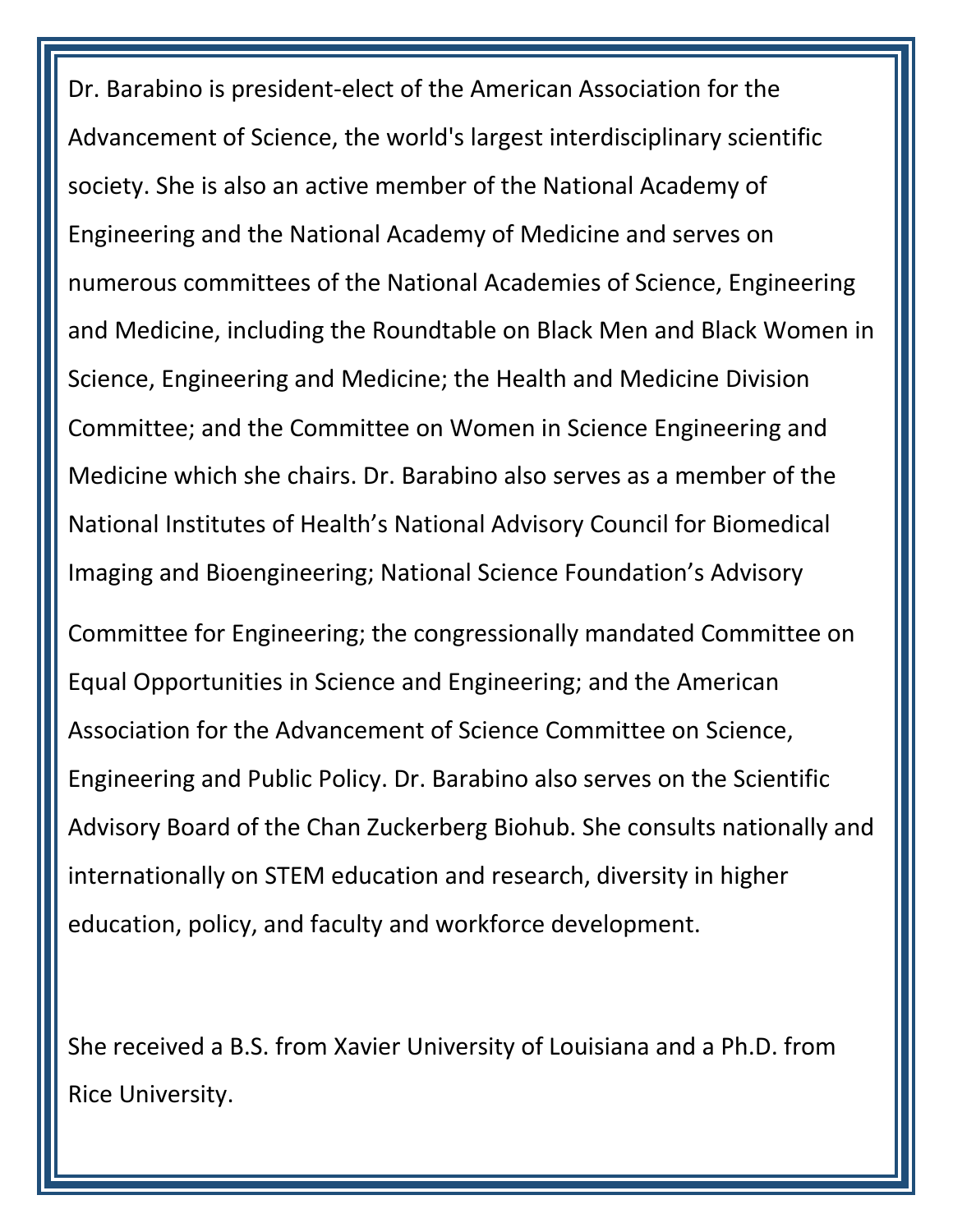Dr. Barabino is president-elect of the American Association for the Advancement of Science, the world's largest interdisciplinary scientific society. She is also an active member of the National Academy of Engineering and the National Academy of Medicine and serves on numerous committees of the National Academies of Science, Engineering and Medicine, including the Roundtable on Black Men and Black Women in Science, Engineering and Medicine; the Health and Medicine Division Committee; and the Committee on Women in Science Engineering and Medicine which she chairs. Dr. Barabino also serves as a member of the National Institutes of Health's National Advisory Council for Biomedical Imaging and Bioengineering; National Science Foundation's Advisory Committee for Engineering; the congressionally mandated Committee on Equal Opportunities in Science and Engineering; and the American Association for the Advancement of Science Committee on Science, Engineering and Public Policy. Dr. Barabino also serves on the Scientific Advisory Board of the Chan Zuckerberg Biohub. She consults nationally and internationally on STEM education and research, diversity in higher education, policy, and faculty and workforce development.

She received a B.S. from Xavier University of Louisiana and a Ph.D. from Rice University.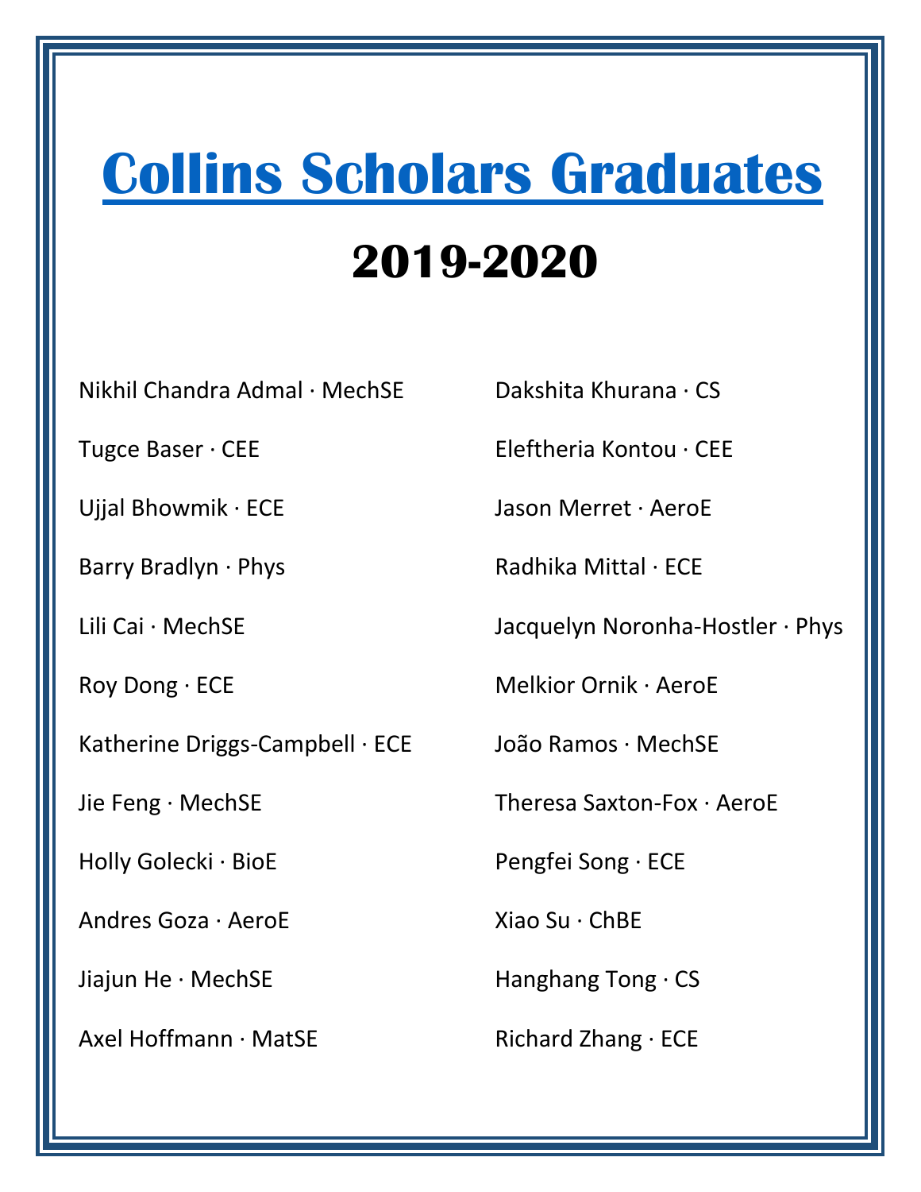# Collins Scholars Graduates

## 2019-2020

Nikhil Chandra Admal · MechSE

Tugce Baser · CEE

Ujjal Bhowmik · ECE

Barry Bradlyn · Phys

Lili Cai · MechSE

Roy Dong · ECE

Katherine Driggs-Campbell · ECE

Jie Feng · MechSE

Holly Golecki · BioE

Andres Goza · AeroE

Jiajun He · MechSE

Axel Hoffmann · MatSE

Dakshita Khurana · CS

Eleftheria Kontou · CEE

Jason Merret · AeroE

Radhika Mittal · ECE

Jacquelyn Noronha-Hostler · Phys

Melkior Ornik · AeroE

João Ramos · MechSE

Theresa Saxton-Fox · AeroE

Pengfei Song · ECE

Xiao Su · ChBE

Hanghang Tong · CS

Richard Zhang · ECE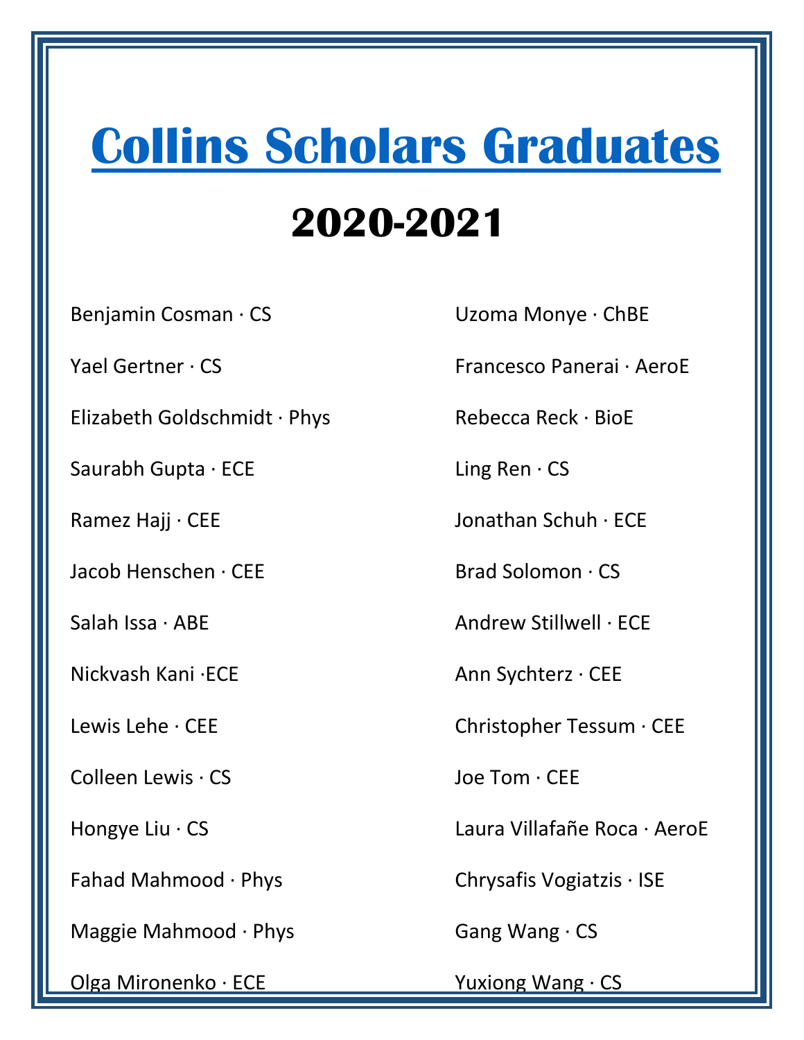# Collins Scholars Graduates

## 2020-2021

Benjamin Cosman · CS

Yael Gertner · CS

Elizabeth Goldschmidt · Phys

Saurabh Gupta · ECE

Ramez Hajj · CEE

Jacob Henschen · CEE

Salah Issa · ABE

Nickvash Kani ·ECE

Lewis Lehe · CEE

Colleen Lewis · CS

Hongye Liu · CS

Fahad Mahmood · Phys

Maggie Mahmood · Phys

Olga Mironenko · ECE

Uzoma Monye · ChBE

Francesco Panerai · AeroE

Rebecca Reck · BioE

Ling Ren · CS

Jonathan Schuh · ECE

Brad Solomon · CS

Andrew Stillwell · ECE

Ann Sychterz · CEE

Christopher Tessum · CEE

Joe Tom · CEE

Laura Villafañe Roca · AeroE

Chrysafis Vogiatzis · ISE

Gang Wang · CS

Yuxiong Wang · CS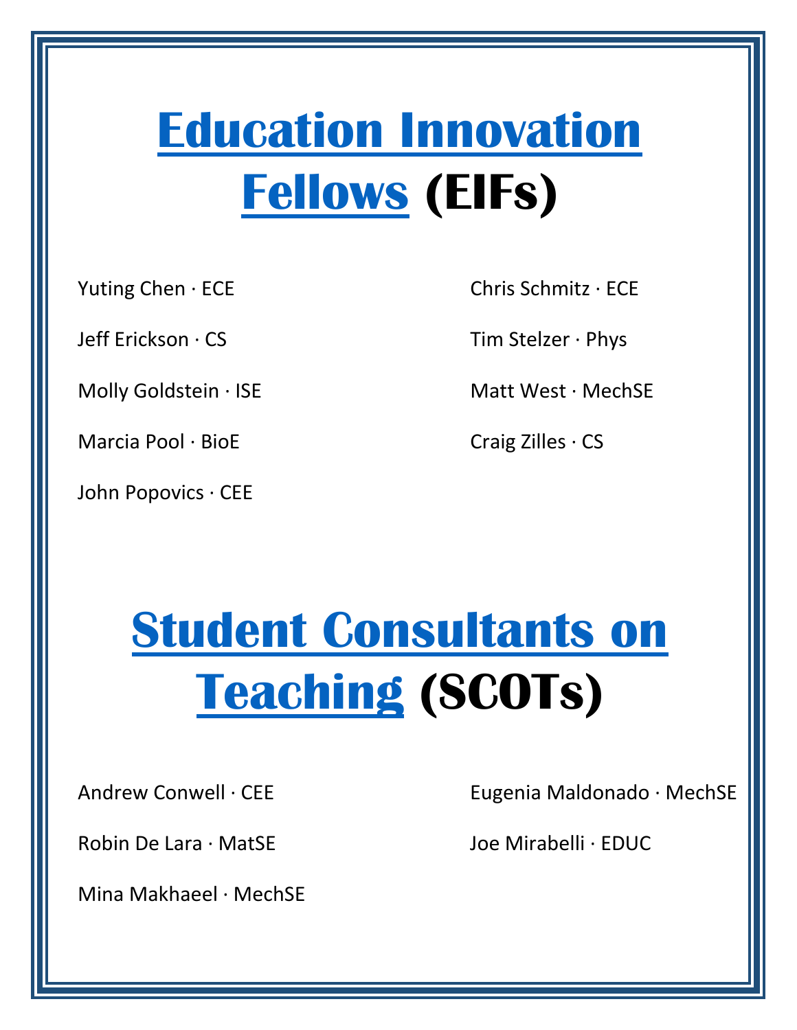# Education Innovation Fellows (EIFs)

Yuting Chen · ECE

Jeff Erickson · CS

Molly Goldstein · ISE

Marcia Pool · BioE

John Popovics · CEE

Chris Schmitz · ECE

Tim Stelzer · Phys

Matt West · MechSE

Craig Zilles · CS

# Student Consultants on Teaching (SCOTs)

Andrew Conwell · CEE

Robin De Lara · MatSE

Mina Makhaeel · MechSE

Eugenia Maldonado · MechSE

Joe Mirabelli · EDUC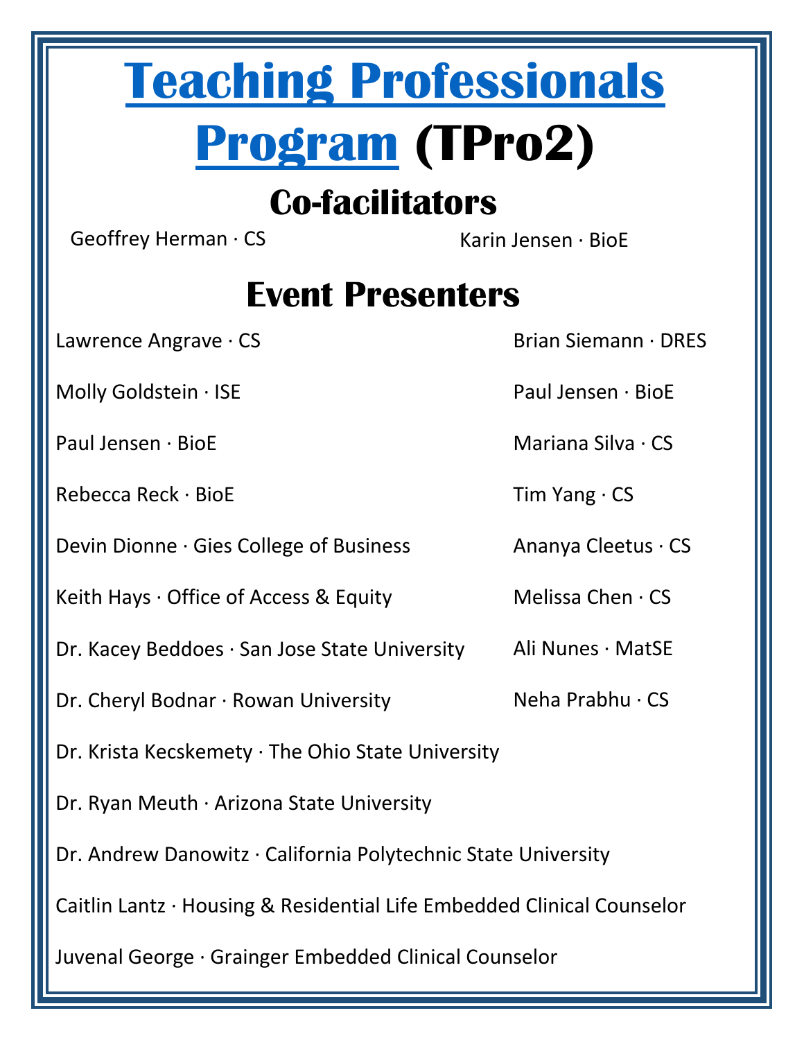# Teaching Professionals Program (TPro2)

## Co-facilitators

Geoffrey Herman · CS

Karin Jensen · BioE

## Event Presenters

Lawrence Angrave · CS

Molly Goldstein · ISE

Paul Jensen · BioE

Rebecca Reck · BioE

Devin Dionne · Gies College of Business

Keith Hays · Office of Access & Equity

Dr. Kacey Beddoes · San Jose State University

Dr. Cheryl Bodnar · Rowan University

Dr. Krista Kecskemety · The Ohio State University

Dr. Ryan Meuth · Arizona State University

Dr. Andrew Danowitz · California Polytechnic State University

Caitlin Lantz · Housing & Residential Life Embedded Clinical Counselor

Juvenal George · Grainger Embedded Clinical Counselor

Brian Siemann · DRES

Paul Jensen · BioE

Mariana Silva · CS

Tim Yang · CS

Ananya Cleetus · CS

Melissa Chen · CS

Ali Nunes · MatSE

Neha Prabhu · CS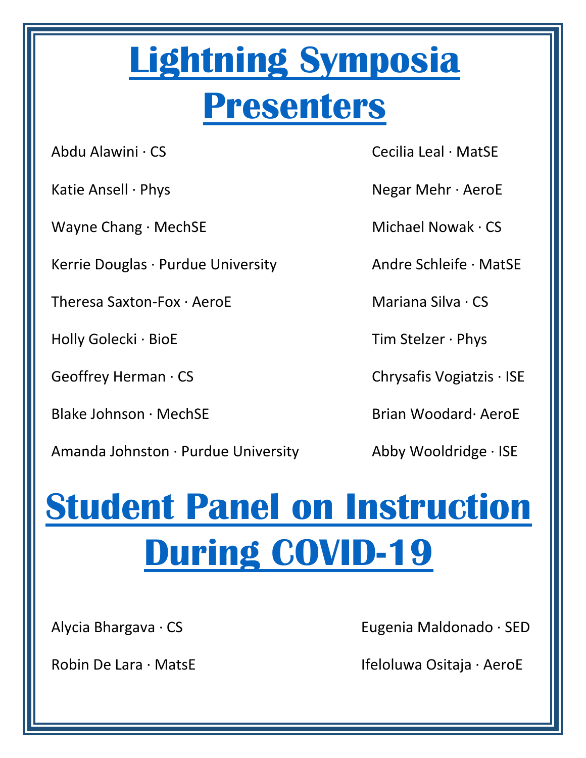# Lightning Symposia Presenters

Abdu Alawini · CS

Katie Ansell · Phys

Wayne Chang · MechSE

Kerrie Douglas · Purdue University

Theresa Saxton-Fox · AeroE

Holly Golecki · BioE

Geoffrey Herman · CS

Blake Johnson · MechSE

Amanda Johnston · Purdue University

Cecilia Leal · MatSE

Negar Mehr · AeroE

Michael Nowak · CS

Andre Schleife · MatSE

Mariana Silva · CS

Tim Stelzer · Phys

Chrysafis Vogiatzis · ISE

Brian Woodard· AeroE

Abby Wooldridge · ISE

# Student Panel on Instruction During COVID-19

Alycia Bhargava · CS

Robin De Lara · MatsE

Eugenia Maldonado · SED

Ifeloluwa Ositaja · AeroE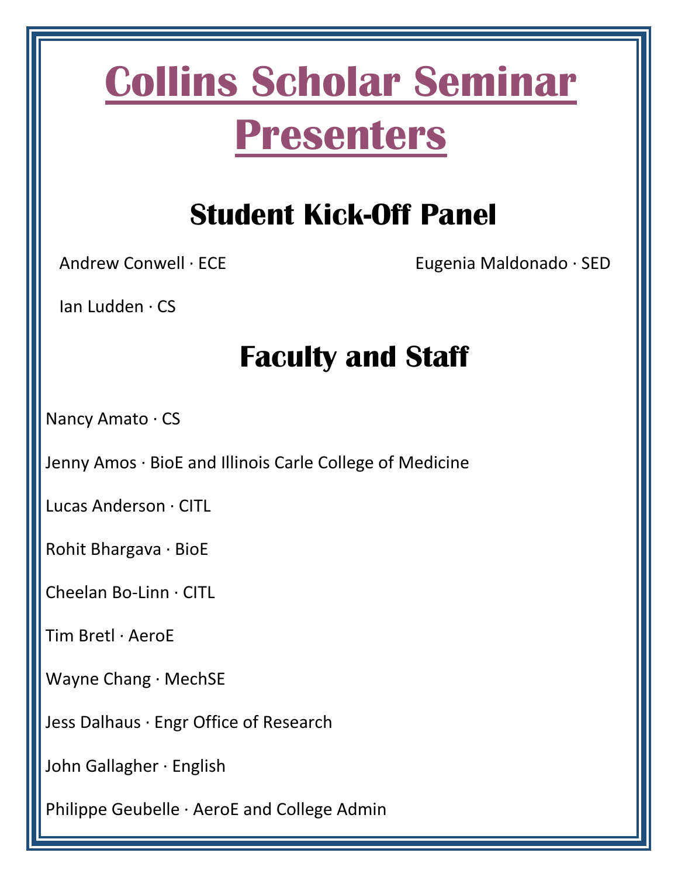# Collins Scholar Seminar Presenters

## Student Kick-Off Panel

Andrew Conwell · ECE

Eugenia Maldonado · SED

Ian Ludden · CS

## Faculty and Staff

Nancy Amato · CS

Jenny Amos · BioE and Illinois Carle College of Medicine

Lucas Anderson · CITL

Rohit Bhargava · BioE

Cheelan Bo-Linn · CITL

Tim Bretl · AeroE

Wayne Chang · MechSE

Jess Dalhaus · Engr Office of Research

John Gallagher · English

Philippe Geubelle · AeroE and College Admin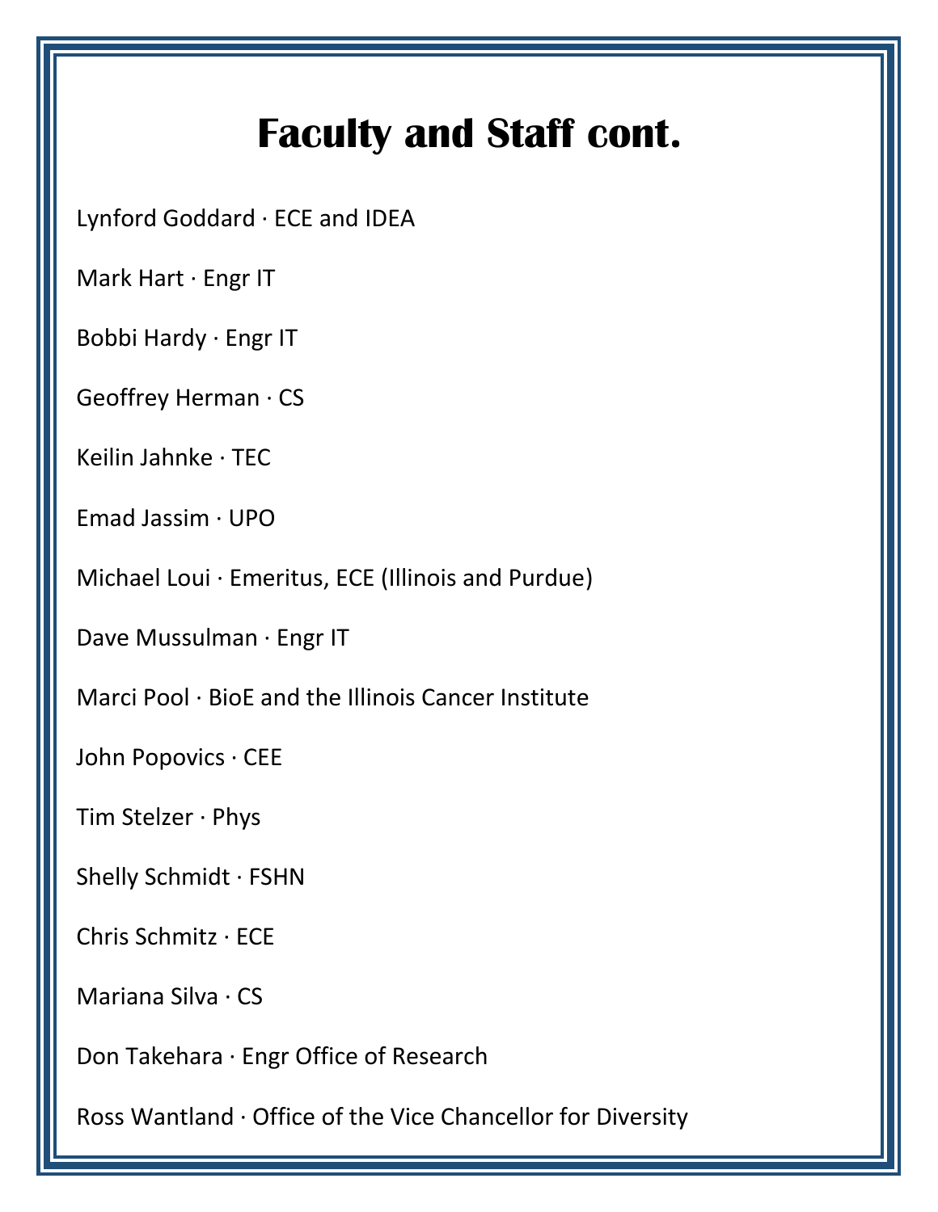# Faculty and Staff cont.

Lynford Goddard · ECE and IDEA

Mark Hart · Engr IT

Bobbi Hardy · Engr IT

Geoffrey Herman · CS

Keilin Jahnke · TEC

Emad Jassim · UPO

Michael Loui · Emeritus, ECE (Illinois and Purdue)

Dave Mussulman · Engr IT

Marci Pool · BioE and the Illinois Cancer Institute

John Popovics · CEE

Tim Stelzer · Phys

Shelly Schmidt · FSHN

Chris Schmitz · ECE

Mariana Silva · CS

Don Takehara · Engr Office of Research

Ross Wantland · Office of the Vice Chancellor for Diversity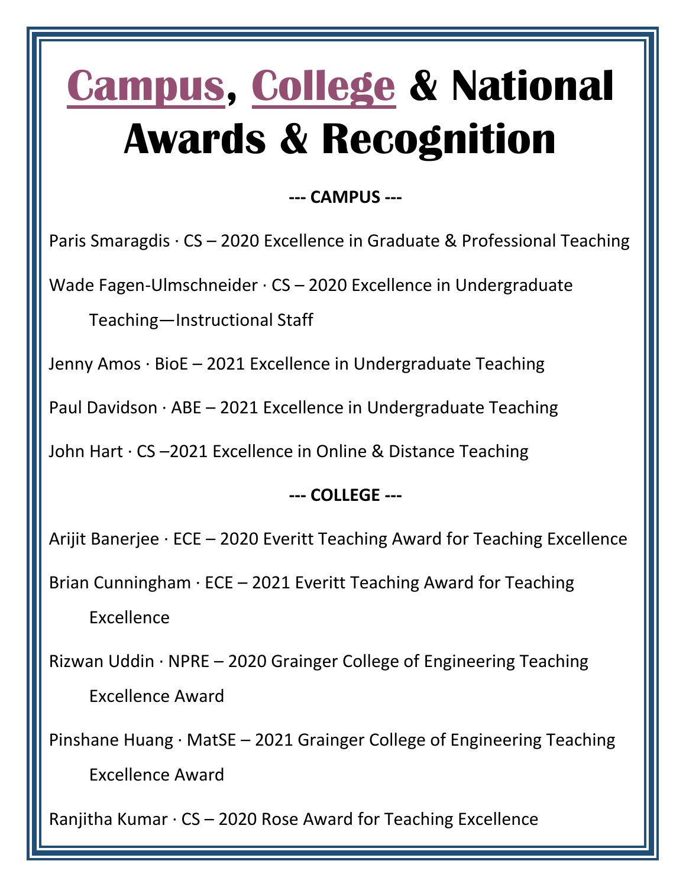# Campus, College & National Awards & Recognition

**--- CAMPUS ---**

Paris Smaragdis · CS – 2020 Excellence in Graduate & Professional Teaching

Wade Fagen-Ulmschneider · CS – 2020 Excellence in Undergraduate Teaching—Instructional Staff

Jenny Amos · BioE – 2021 Excellence in Undergraduate Teaching

Paul Davidson · ABE – 2021 Excellence in Undergraduate Teaching

John Hart · CS –2021 Excellence in Online & Distance Teaching

**--- COLLEGE ---**

Arijit Banerjee · ECE – 2020 Everitt Teaching Award for Teaching Excellence

Brian Cunningham · ECE – 2021 Everitt Teaching Award for Teaching Excellence

Rizwan Uddin · NPRE – 2020 Grainger College of Engineering Teaching Excellence Award

Pinshane Huang · MatSE – 2021 Grainger College of Engineering Teaching Excellence Award

Ranjitha Kumar · CS – 2020 Rose Award for Teaching Excellence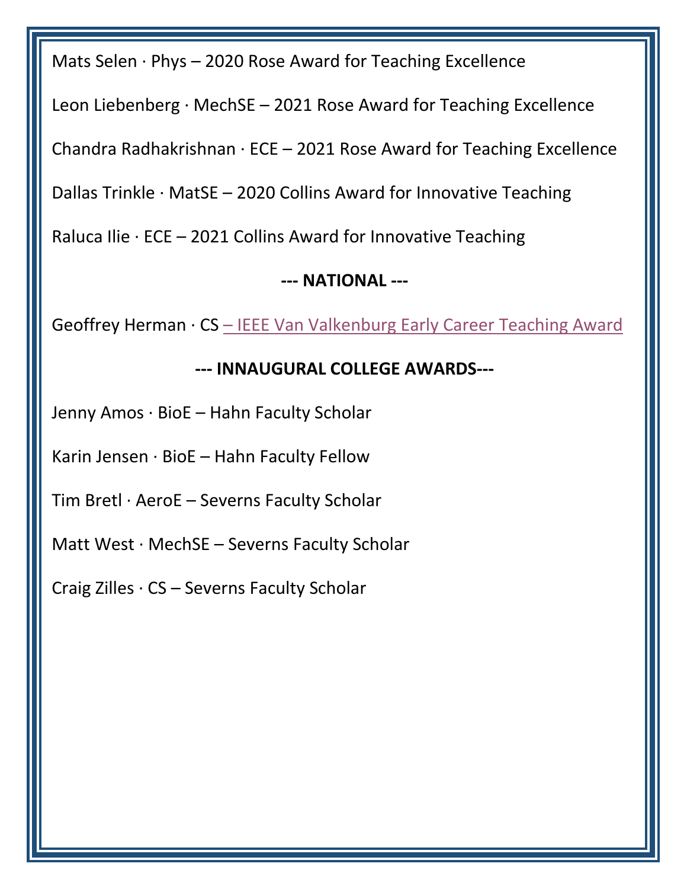Mats Selen · Phys – 2020 Rose Award for Teaching Excellence

Leon Liebenberg · MechSE – 2021 Rose Award for Teaching Excellence

Chandra Radhakrishnan · ECE – 2021 Rose Award for Teaching Excellence

Dallas Trinkle · MatSE – 2020 Collins Award for Innovative Teaching

Raluca Ilie · ECE – 2021 Collins Award for Innovative Teaching

**--- NATIONAL ---**

Geoffrey Herman · CS – IEEE Van Valkenburg Early Career Teaching Award

**--- INNAUGURAL COLLEGE AWARDS---**

Jenny Amos · BioE – Hahn Faculty Scholar

Karin Jensen · BioE – Hahn Faculty Fellow

Tim Bretl · AeroE – Severns Faculty Scholar

Matt West · MechSE – Severns Faculty Scholar

Craig Zilles · CS – Severns Faculty Scholar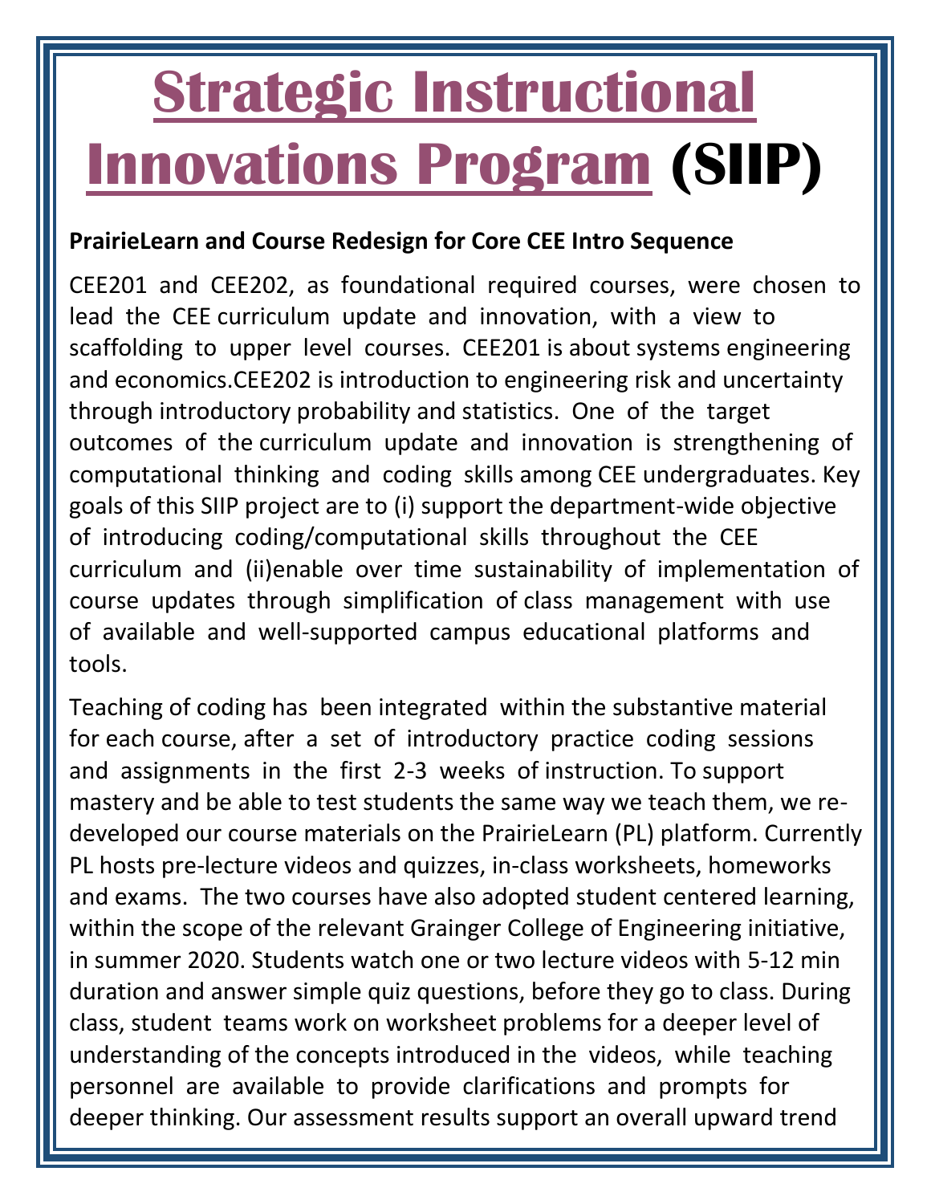# Strategic Instructional Innovations Program (SIIP)

**PrairieLearn and Course Redesign for Core CEE Intro Sequence**

CEE201 and CEE202, as foundational required courses, were chosen to lead the CEE curriculum update and innovation, with a view to scaffolding to upper level courses. CEE201 is about systems engineering and economics.CEE202 is introduction to engineering risk and uncertainty through introductory probability and statistics. One of the target outcomes of the curriculum update and innovation is strengthening of computational thinking and coding skills among CEE undergraduates. Key goals of this SIIP project are to (i) support the department-wide objective of introducing coding/computational skills throughout the CEE curriculum and (ii)enable over time sustainability of implementation of course updates through simplification of class management with use of available and well-supported campus educational platforms and tools.

Teaching of coding has been integrated within the substantive material for each course, after a set of introductory practice coding sessions and assignments in the first 2-3 weeks of instruction. To support mastery and be able to test students the same way we teach them, we re-developed our course materials on the PrairieLearn (PL) platform. Currently PL hosts pre-lecture videos and quizzes, in-class worksheets, homeworks and exams. The two courses have also adopted student centered learning, within the scope of the relevant Grainger College of Engineering initiative, in summer 2020. Students watch one or two lecture videos with 5-12 min duration and answer simple quiz questions, before they go to class. During class, student teams work on worksheet problems for a deeper level of understanding of the concepts introduced in the videos, while teaching personnel are available to provide clarifications and prompts for deeper thinking. Our assessment results support an overall upward trend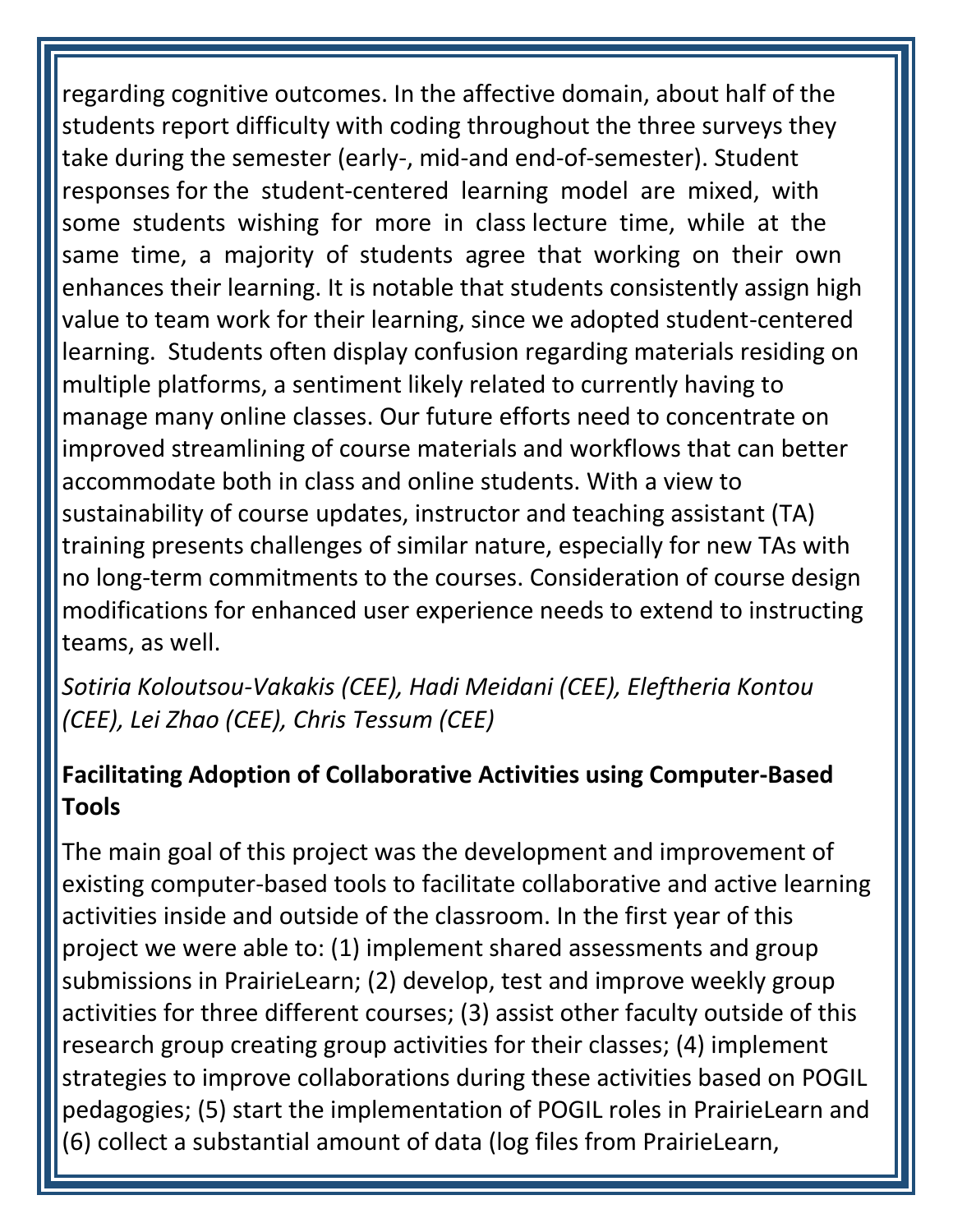regarding cognitive outcomes. In the affective domain, about half of the students report difficulty with coding throughout the three surveys they take during the semester (early-, mid-and end-of-semester). Student responses for the student-centered learning model are mixed, with some students wishing for more in class lecture time, while at the same time, a majority of students agree that working on their own enhances their learning. It is notable that students consistently assign high value to team work for their learning, since we adopted student-centered learning. Students often display confusion regarding materials residing on multiple platforms, a sentiment likely related to currently having to manage many online classes. Our future efforts need to concentrate on improved streamlining of course materials and workflows that can better accommodate both in class and online students. With a view to sustainability of course updates, instructor and teaching assistant (TA) training presents challenges of similar nature, especially for new TAs with no long-term commitments to the courses. Consideration of course design modifications for enhanced user experience needs to extend to instructing teams, as well.

*Sotiria Koloutsou-Vakakis (CEE), Hadi Meidani (CEE), Eleftheria Kontou (CEE), Lei Zhao (CEE), Chris Tessum (CEE)*

**Facilitating Adoption of Collaborative Activities using Computer-Based Tools**

The main goal of this project was the development and improvement of existing computer-based tools to facilitate collaborative and active learning activities inside and outside of the classroom. In the first year of this project we were able to: (1) implement shared assessments and group submissions in PrairieLearn; (2) develop, test and improve weekly group activities for three different courses; (3) assist other faculty outside of this research group creating group activities for their classes; (4) implement strategies to improve collaborations during these activities based on POGIL pedagogies; (5) start the implementation of POGIL roles in PrairieLearn and (6) collect a substantial amount of data (log files from PrairieLearn,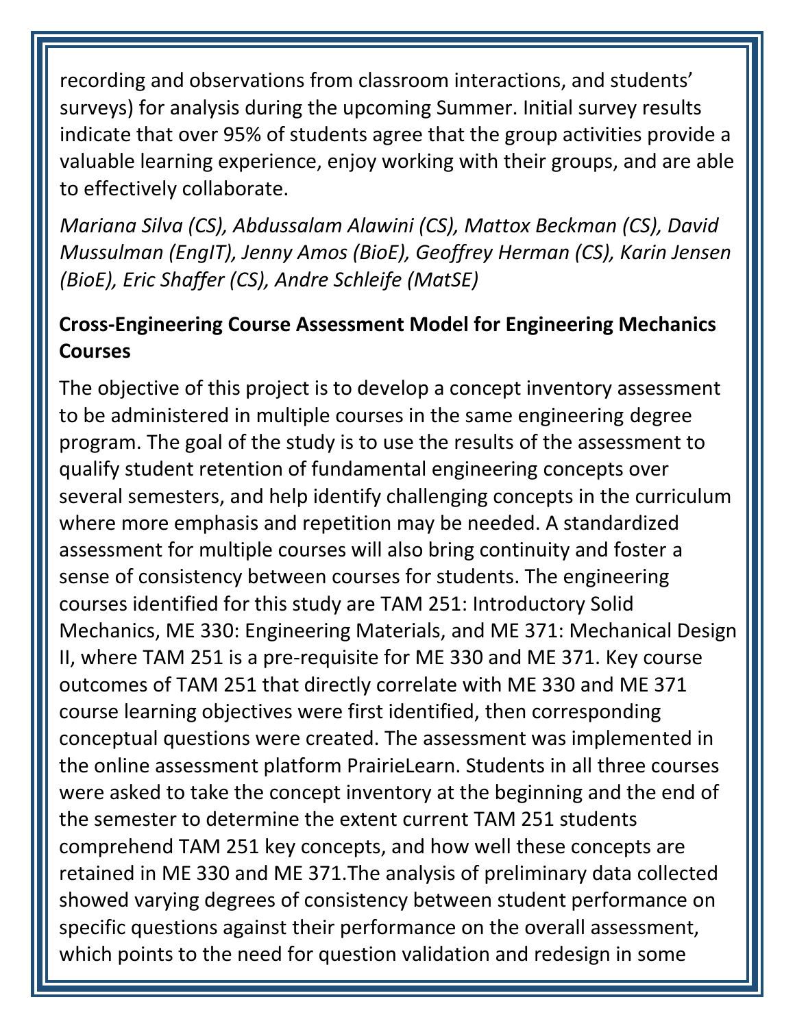recording and observations from classroom interactions, and students' surveys) for analysis during the upcoming Summer. Initial survey results indicate that over 95% of students agree that the group activities provide a valuable learning experience, enjoy working with their groups, and are able to effectively collaborate.

*Mariana Silva (CS), Abdussalam Alawini (CS), Mattox Beckman (CS), David Mussulman (EngIT), Jenny Amos (BioE), Geoffrey Herman (CS), Karin Jensen (BioE), Eric Shaffer (CS), Andre Schleife (MatSE)*

**Cross-Engineering Course Assessment Model for Engineering Mechanics Courses**

The objective of this project is to develop a concept inventory assessment to be administered in multiple courses in the same engineering degree program. The goal of the study is to use the results of the assessment to qualify student retention of fundamental engineering concepts over several semesters, and help identify challenging concepts in the curriculum where more emphasis and repetition may be needed. A standardized assessment for multiple courses will also bring continuity and foster a sense of consistency between courses for students. The engineering courses identified for this study are TAM 251: Introductory Solid Mechanics, ME 330: Engineering Materials, and ME 371: Mechanical Design II, where TAM 251 is a pre-requisite for ME 330 and ME 371. Key course outcomes of TAM 251 that directly correlate with ME 330 and ME 371 course learning objectives were first identified, then corresponding conceptual questions were created. The assessment was implemented in the online assessment platform PrairieLearn. Students in all three courses were asked to take the concept inventory at the beginning and the end of the semester to determine the extent current TAM 251 students comprehend TAM 251 key concepts, and how well these concepts are retained in ME 330 and ME 371.The analysis of preliminary data collected showed varying degrees of consistency between student performance on specific questions against their performance on the overall assessment, which points to the need for question validation and redesign in some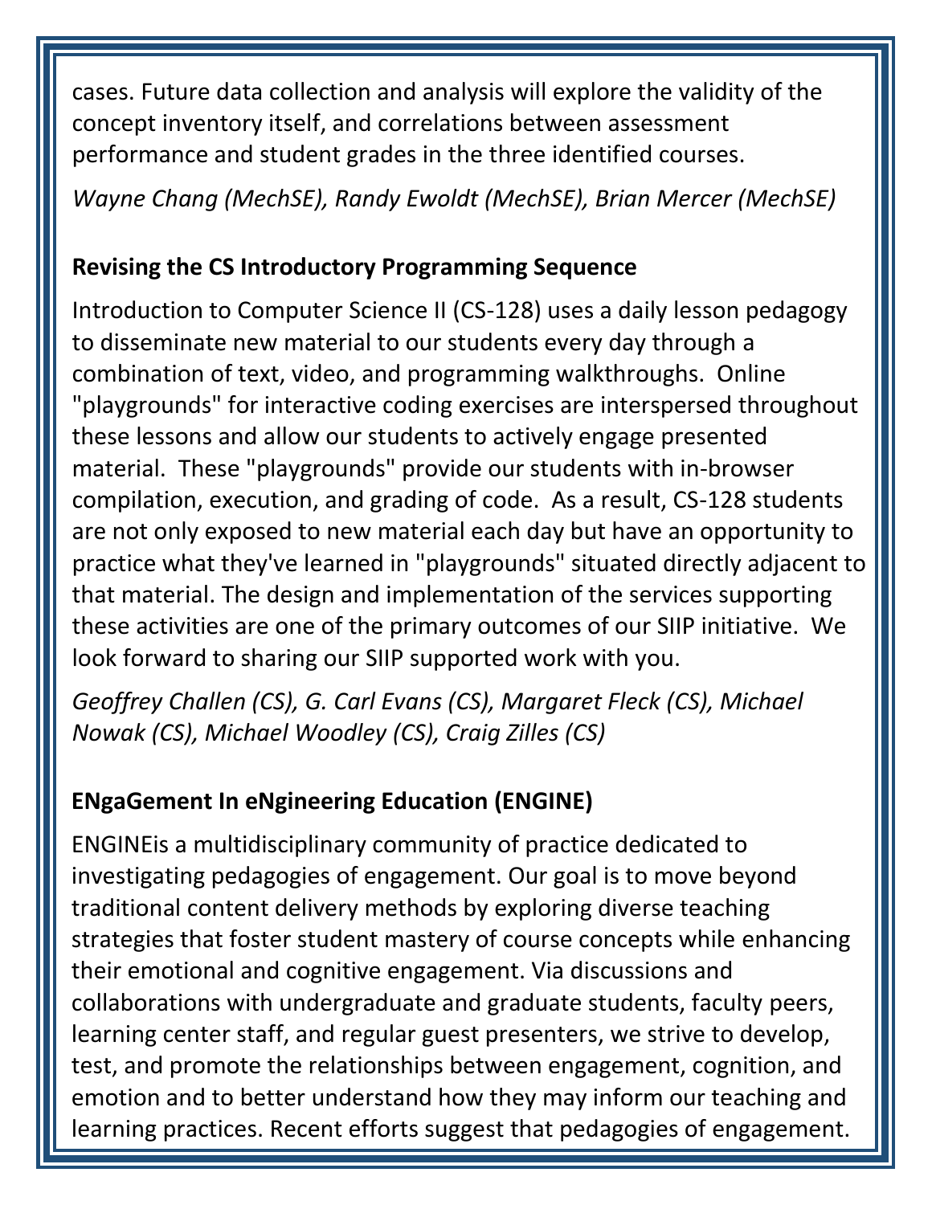cases. Future data collection and analysis will explore the validity of the concept inventory itself, and correlations between assessment performance and student grades in the three identified courses.

*Wayne Chang (MechSE), Randy Ewoldt (MechSE), Brian Mercer (MechSE)*

### Revising the CS Introductory Programming Sequence

Introduction to Computer Science II (CS-128) uses a daily lesson pedagogy to disseminate new material to our students every day through a combination of text, video, and programming walkthroughs. Online "playgrounds" for interactive coding exercises are interspersed throughout these lessons and allow our students to actively engage presented material. These "playgrounds" provide our students with in-browser compilation, execution, and grading of code. As a result, CS-128 students are not only exposed to new material each day but have an opportunity to practice what they've learned in "playgrounds" situated directly adjacent to that material. The design and implementation of the services supporting these activities are one of the primary outcomes of our SIIP initiative. We look forward to sharing our SIIP supported work with you.

*Geoffrey Challen (CS), G. Carl Evans (CS), Margaret Fleck (CS), Michael Nowak (CS), Michael Woodley (CS), Craig Zilles (CS)*

### ENgaGement In eNgineering Education (ENGINE)

ENGINEis a multidisciplinary community of practice dedicated to investigating pedagogies of engagement. Our goal is to move beyond traditional content delivery methods by exploring diverse teaching strategies that foster student mastery of course concepts while enhancing their emotional and cognitive engagement. Via discussions and collaborations with undergraduate and graduate students, faculty peers, learning center staff, and regular guest presenters, we strive to develop, test, and promote the relationships between engagement, cognition, and emotion and to better understand how they may inform our teaching and learning practices. Recent efforts suggest that pedagogies of engagement.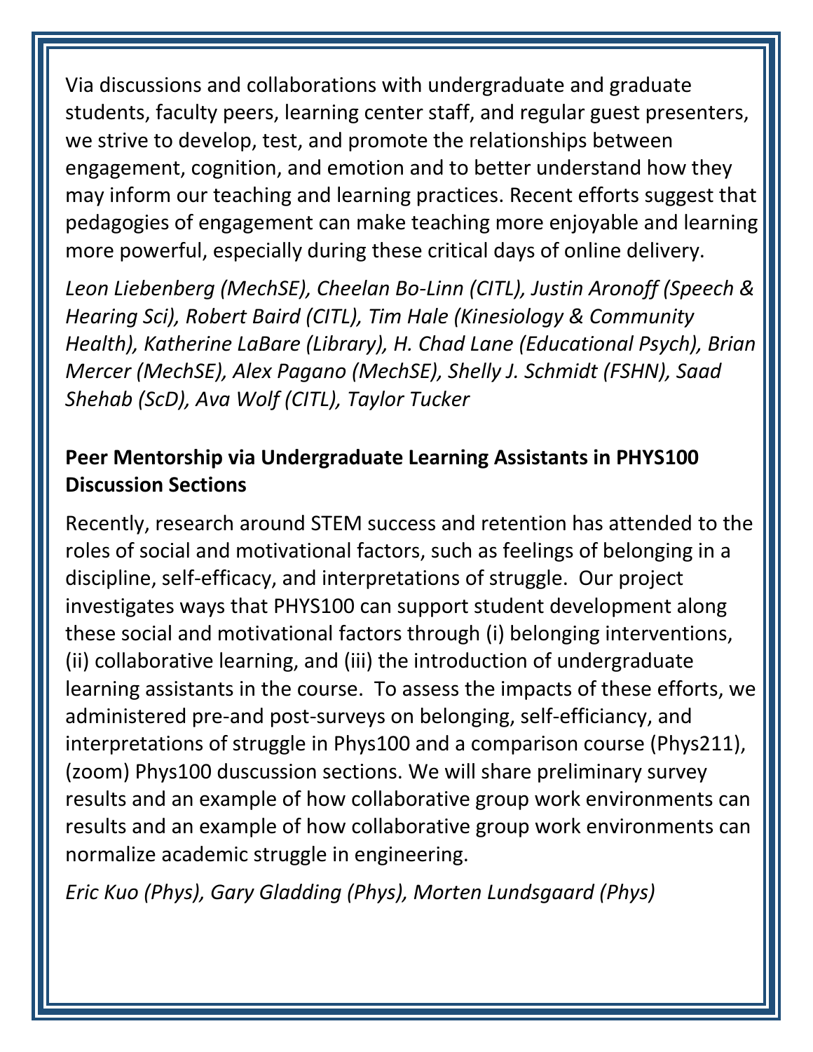Via discussions and collaborations with undergraduate and graduate students, faculty peers, learning center staff, and regular guest presenters, we strive to develop, test, and promote the relationships between engagement, cognition, and emotion and to better understand how they may inform our teaching and learning practices. Recent efforts suggest that pedagogies of engagement can make teaching more enjoyable and learning more powerful, especially during these critical days of online delivery.

*Leon Liebenberg (MechSE), Cheelan Bo-Linn (CITL), Justin Aronoff (Speech & Hearing Sci), Robert Baird (CITL), Tim Hale (Kinesiology & Community Health), Katherine LaBare (Library), H. Chad Lane (Educational Psych), Brian Mercer (MechSE), Alex Pagano (MechSE), Shelly J. Schmidt (FSHN), Saad Shehab (ScD), Ava Wolf (CITL), Taylor Tucker*

**Peer Mentorship via Undergraduate Learning Assistants in PHYS100 Discussion Sections**

Recently, research around STEM success and retention has attended to the roles of social and motivational factors, such as feelings of belonging in a discipline, self-efficacy, and interpretations of struggle. Our project investigates ways that PHYS100 can support student development along these social and motivational factors through (i) belonging interventions, (ii) collaborative learning, and (iii) the introduction of undergraduate learning assistants in the course. To assess the impacts of these efforts, we administered pre-and post-surveys on belonging, self-efficiancy, and interpretations of struggle in Phys100 and a comparison course (Phys211), (zoom) Phys100 duscussion sections. We will share preliminary survey results and an example of how collaborative group work environments can results and an example of how collaborative group work environments can normalize academic struggle in engineering.

*Eric Kuo (Phys), Gary Gladding (Phys), Morten Lundsgaard (Phys)*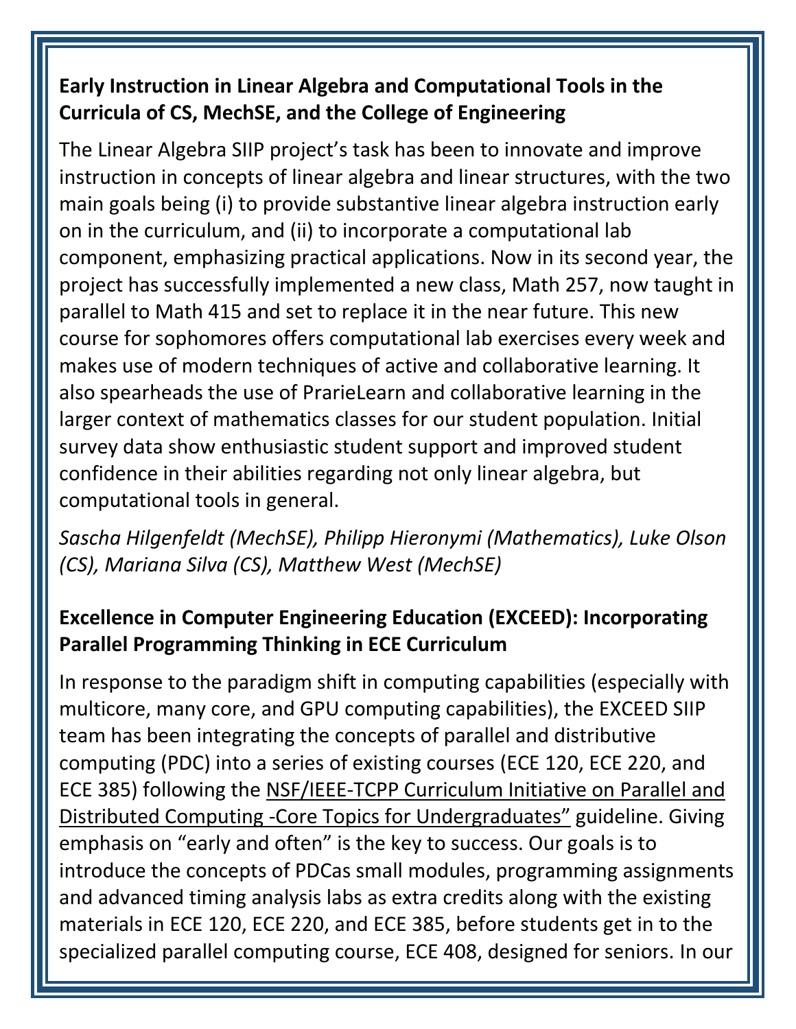**Early Instruction in Linear Algebra and Computational Tools in the Curricula of CS, MechSE, and the College of Engineering**

The Linear Algebra SIIP project's task has been to innovate and improve instruction in concepts of linear algebra and linear structures, with the two main goals being (i) to provide substantive linear algebra instruction early on in the curriculum, and (ii) to incorporate a computational lab component, emphasizing practical applications. Now in its second year, the project has successfully implemented a new class, Math 257, now taught in parallel to Math 415 and set to replace it in the near future. This new course for sophomores offers computational lab exercises every week and makes use of modern techniques of active and collaborative learning. It also spearheads the use of PrarieLearn and collaborative learning in the larger context of mathematics classes for our student population. Initial survey data show enthusiastic student support and improved student confidence in their abilities regarding not only linear algebra, but computational tools in general.

*Sascha Hilgenfeldt (MechSE), Philipp Hieronymi (Mathematics), Luke Olson (CS), Mariana Silva (CS), Matthew West (MechSE)*

**Excellence in Computer Engineering Education (EXCEED): Incorporating Parallel Programming Thinking in ECE Curriculum**

In response to the paradigm shift in computing capabilities (especially with multicore, many core, and GPU computing capabilities), the EXCEED SIIP team has been integrating the concepts of parallel and distributive computing (PDC) into a series of existing courses (ECE 120, ECE 220, and ECE 385) following the NSF/IEEE-TCPP Curriculum Initiative on Parallel and Distributed Computing -Core Topics for Undergraduates" guideline. Giving emphasis on "early and often" is the key to success. Our goals is to introduce the concepts of PDCas small modules, programming assignments and advanced timing analysis labs as extra credits along with the existing materials in ECE 120, ECE 220, and ECE 385, before students get in to the specialized parallel computing course, ECE 408, designed for seniors. In our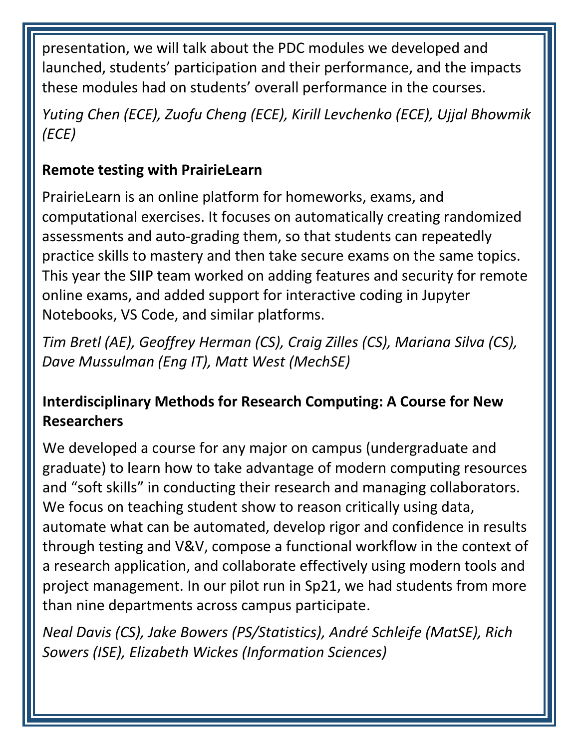presentation, we will talk about the PDC modules we developed and launched, students' participation and their performance, and the impacts these modules had on students' overall performance in the courses.

*Yuting Chen (ECE), Zuofu Cheng (ECE), Kirill Levchenko (ECE), Ujjal Bhowmik (ECE)*

**Remote testing with PrairieLearn**

PrairieLearn is an online platform for homeworks, exams, and computational exercises. It focuses on automatically creating randomized assessments and auto-grading them, so that students can repeatedly practice skills to mastery and then take secure exams on the same topics. This year the SIIP team worked on adding features and security for remote online exams, and added support for interactive coding in Jupyter Notebooks, VS Code, and similar platforms.

*Tim Bretl (AE), Geoffrey Herman (CS), Craig Zilles (CS), Mariana Silva (CS), Dave Mussulman (Eng IT), Matt West (MechSE)*

**Interdisciplinary Methods for Research Computing: A Course for New Researchers**

We developed a course for any major on campus (undergraduate and graduate) to learn how to take advantage of modern computing resources and "soft skills" in conducting their research and managing collaborators. We focus on teaching student show to reason critically using data, automate what can be automated, develop rigor and confidence in results through testing and V&V, compose a functional workflow in the context of a research application, and collaborate effectively using modern tools and project management. In our pilot run in Sp21, we had students from more than nine departments across campus participate.

*Neal Davis (CS), Jake Bowers (PS/Statistics), André Schleife (MatSE), Rich Sowers (ISE), Elizabeth Wickes (Information Sciences)*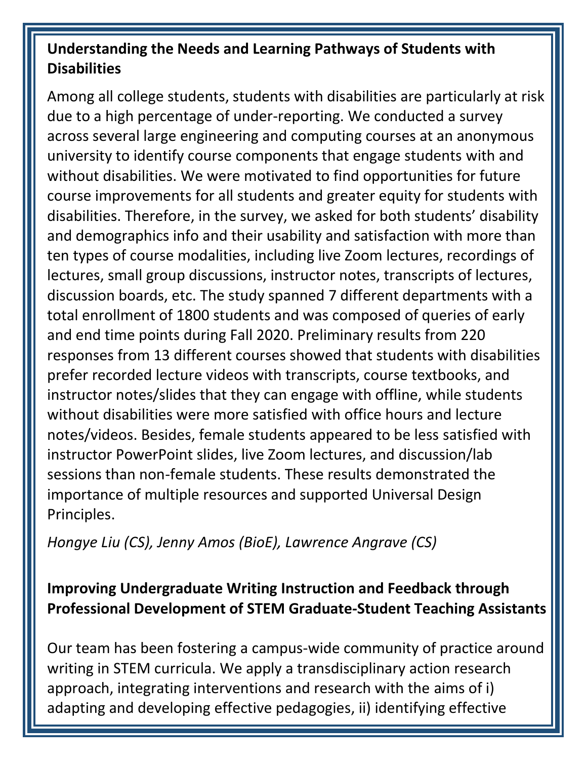## Understanding the Needs and Learning Pathways of Students with Disabilities

Among all college students, students with disabilities are particularly at risk due to a high percentage of under-reporting. We conducted a survey across several large engineering and computing courses at an anonymous university to identify course components that engage students with and without disabilities. We were motivated to find opportunities for future course improvements for all students and greater equity for students with disabilities. Therefore, in the survey, we asked for both students' disability and demographics info and their usability and satisfaction with more than ten types of course modalities, including live Zoom lectures, recordings of lectures, small group discussions, instructor notes, transcripts of lectures, discussion boards, etc. The study spanned 7 different departments with a total enrollment of 1800 students and was composed of queries of early and end time points during Fall 2020. Preliminary results from 220 responses from 13 different courses showed that students with disabilities prefer recorded lecture videos with transcripts, course textbooks, and instructor notes/slides that they can engage with offline, while students without disabilities were more satisfied with office hours and lecture notes/videos. Besides, female students appeared to be less satisfied with instructor PowerPoint slides, live Zoom lectures, and discussion/lab sessions than non-female students. These results demonstrated the importance of multiple resources and supported Universal Design Principles.

*Hongye Liu (CS), Jenny Amos (BioE), Lawrence Angrave (CS)*

## Improving Undergraduate Writing Instruction and Feedback through Professional Development of STEM Graduate-Student Teaching Assistants

Our team has been fostering a campus-wide community of practice around writing in STEM curricula. We apply a transdisciplinary action research approach, integrating interventions and research with the aims of i) adapting and developing effective pedagogies, ii) identifying effective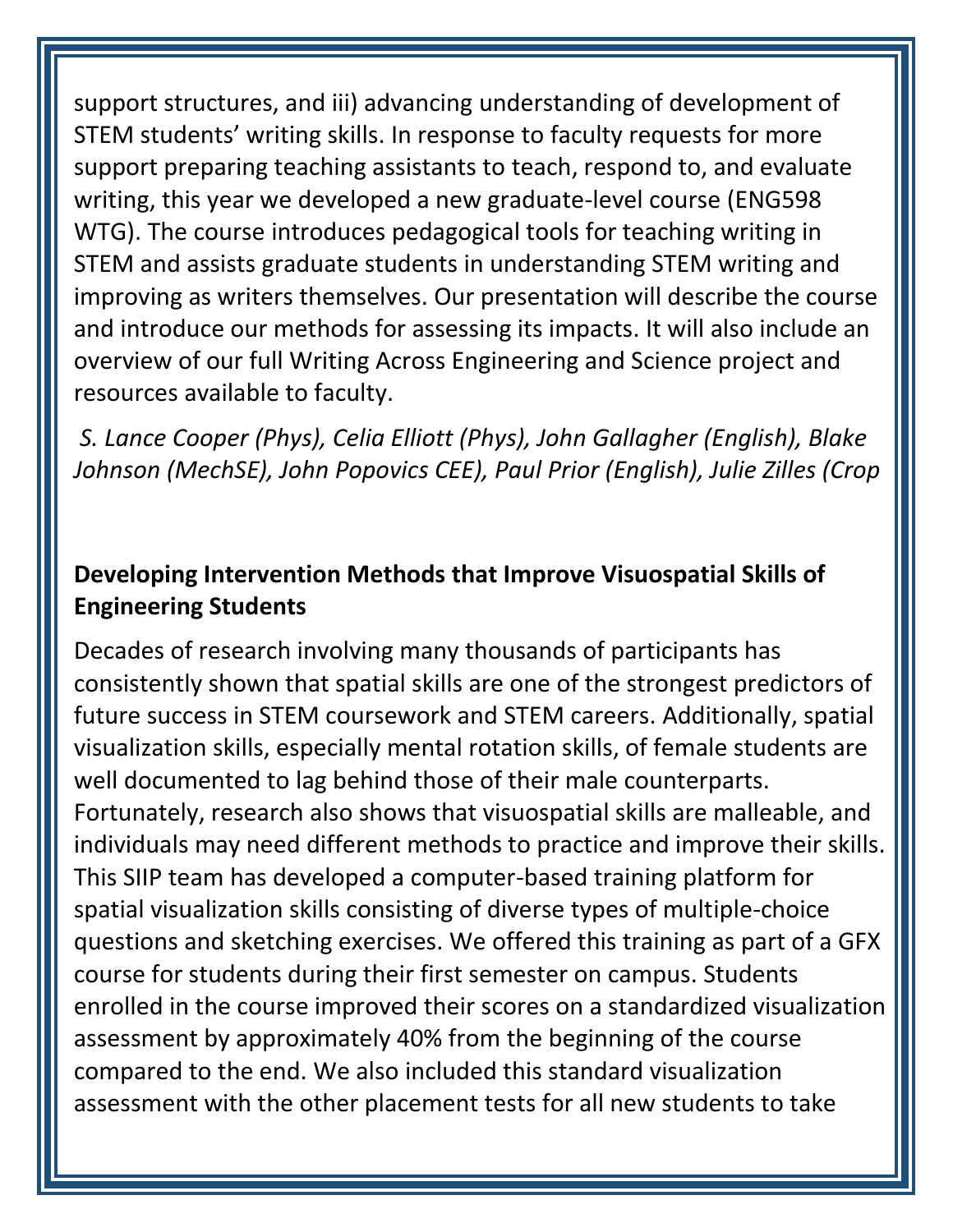support structures, and iii) advancing understanding of development of STEM students' writing skills. In response to faculty requests for more support preparing teaching assistants to teach, respond to, and evaluate writing, this year we developed a new graduate-level course (ENG598 WTG). The course introduces pedagogical tools for teaching writing in STEM and assists graduate students in understanding STEM writing and improving as writers themselves. Our presentation will describe the course and introduce our methods for assessing its impacts. It will also include an overview of our full Writing Across Engineering and Science project and resources available to faculty.

*S. Lance Cooper (Phys), Celia Elliott (Phys), John Gallagher (English), Blake Johnson (MechSE), John Popovics CEE), Paul Prior (English), Julie Zilles (Crop*

**Developing Intervention Methods that Improve Visuospatial Skills of Engineering Students**

Decades of research involving many thousands of participants has consistently shown that spatial skills are one of the strongest predictors of future success in STEM coursework and STEM careers. Additionally, spatial visualization skills, especially mental rotation skills, of female students are well documented to lag behind those of their male counterparts. Fortunately, research also shows that visuospatial skills are malleable, and individuals may need different methods to practice and improve their skills. This SIIP team has developed a computer-based training platform for spatial visualization skills consisting of diverse types of multiple-choice questions and sketching exercises. We offered this training as part of a GFX course for students during their first semester on campus. Students enrolled in the course improved their scores on a standardized visualization assessment by approximately 40% from the beginning of the course compared to the end. We also included this standard visualization assessment with the other placement tests for all new students to take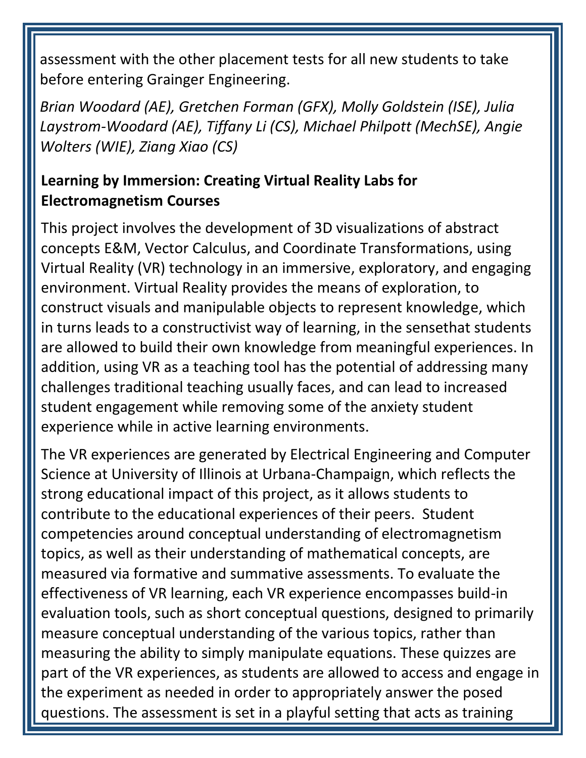assessment with the other placement tests for all new students to take before entering Grainger Engineering.

*Brian Woodard (AE), Gretchen Forman (GFX), Molly Goldstein (ISE), Julia Laystrom-Woodard (AE), Tiffany Li (CS), Michael Philpott (MechSE), Angie Wolters (WIE), Ziang Xiao (CS)*

**Learning by Immersion: Creating Virtual Reality Labs for Electromagnetism Courses**

This project involves the development of 3D visualizations of abstract concepts E&M, Vector Calculus, and Coordinate Transformations, using Virtual Reality (VR) technology in an immersive, exploratory, and engaging environment. Virtual Reality provides the means of exploration, to construct visuals and manipulable objects to represent knowledge, which in turns leads to a constructivist way of learning, in the sensethat students are allowed to build their own knowledge from meaningful experiences. In addition, using VR as a teaching tool has the potential of addressing many challenges traditional teaching usually faces, and can lead to increased student engagement while removing some of the anxiety student experience while in active learning environments.

The VR experiences are generated by Electrical Engineering and Computer Science at University of Illinois at Urbana-Champaign, which reflects the strong educational impact of this project, as it allows students to contribute to the educational experiences of their peers. Student competencies around conceptual understanding of electromagnetism topics, as well as their understanding of mathematical concepts, are measured via formative and summative assessments. To evaluate the effectiveness of VR learning, each VR experience encompasses build-in evaluation tools, such as short conceptual questions, designed to primarily measure conceptual understanding of the various topics, rather than measuring the ability to simply manipulate equations. These quizzes are part of the VR experiences, as students are allowed to access and engage in the experiment as needed in order to appropriately answer the posed questions. The assessment is set in a playful setting that acts as training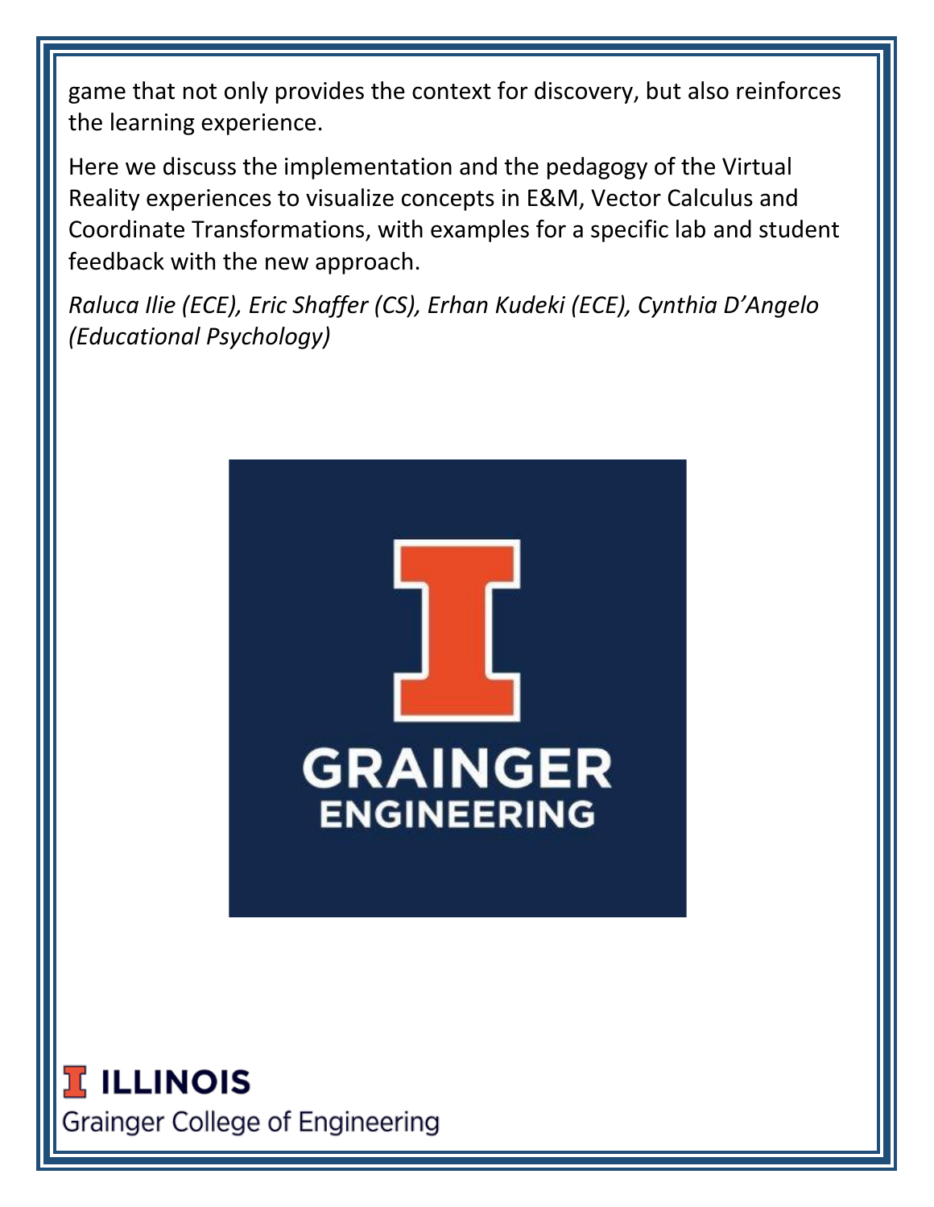game that not only provides the context for discovery, but also reinforces the learning experience.

Here we discuss the implementation and the pedagogy of the Virtual Reality experiences to visualize concepts in E&M, Vector Calculus and Coordinate Transformations, with examples for a specific lab and student feedback with the new approach.

*Raluca Ilie (ECE), Eric Shaffer (CS), Erhan Kudeki (ECE), Cynthia D'Angelo (Educational Psychology)*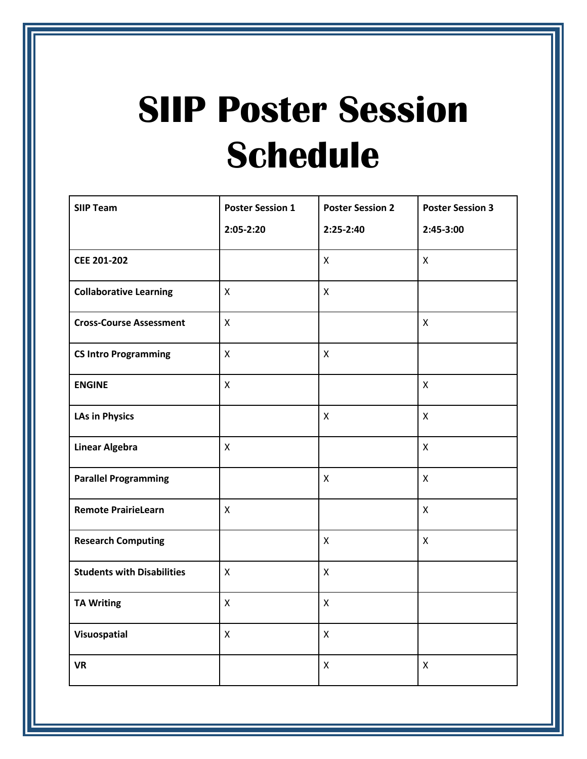# SIIP Poster Session Schedule

| SIIP Team | Poster Session 1 2:05-2:20 | Poster Session 2 2:25-2:40 | Poster Session 3 2:45-3:00 |
|---|---|---|---|
| **CEE 201-202** | | X | X |
| **Collaborative Learning** | X | X | |
| **Cross-Course Assessment** | X | | X |
| **CS Intro Programming** | X | X | |
| **ENGINE** | X | | X |
| **LAs in Physics** | | X | X |
| **Linear Algebra** | X | | X |
| **Parallel Programming** | | X | X |
| **Remote PrairieLearn** | X | | X |
| **Research Computing** | | X | X |
| **Students with Disabilities** | X | X | |
| **TA Writing** | X | X | |
| **Visuospatial** | X | X | |
| **VR** | | X | X |